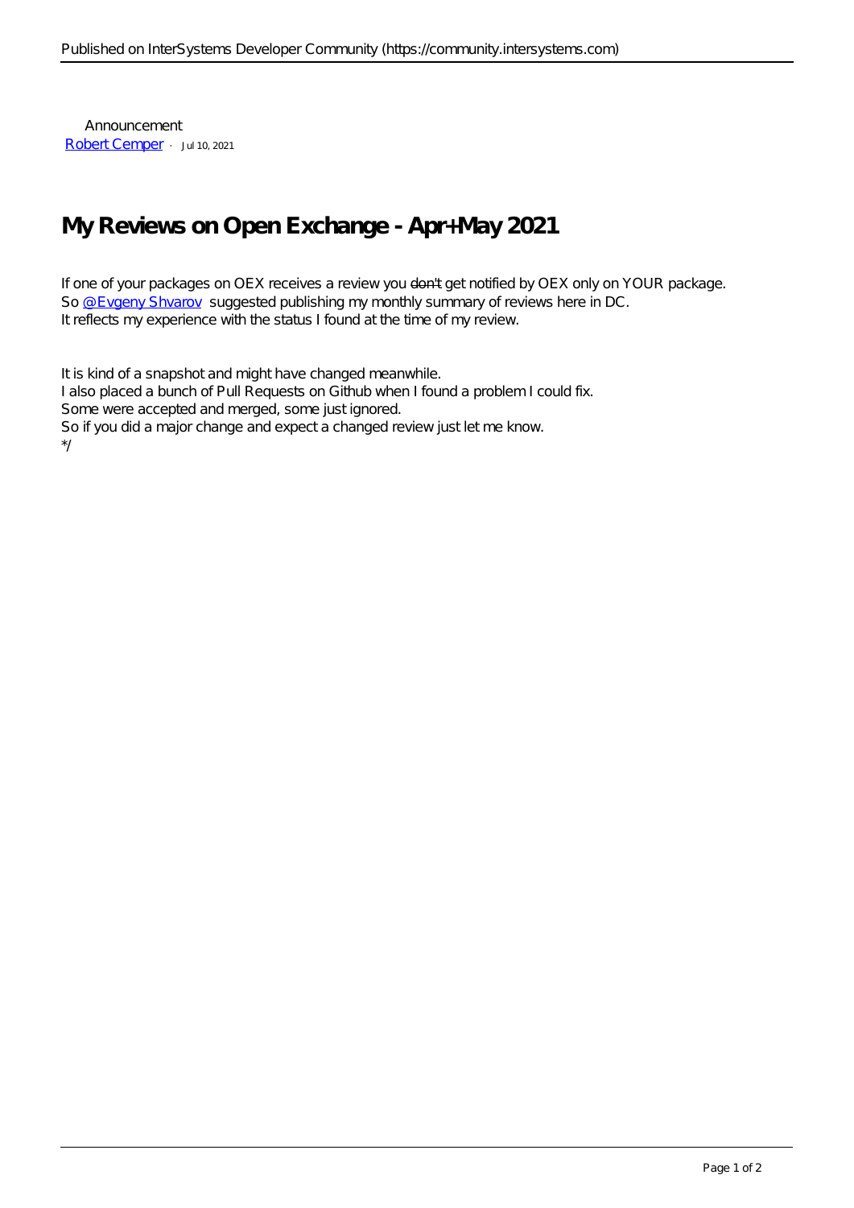Announcement
Robert Cemper · Jul 10, 2021

# My Reviews on Open Exchange - Apr+May 2021

If one of your packages on OEX receives a review you ~~don't~~ get notified by OEX only on YOUR package.
So @Evgeny Shvarov suggested publishing my monthly summary of reviews here in DC.
It reflects my experience with the status I found at the time of my review.

It is kind of a snapshot and might have changed meanwhile.
I also placed a bunch of Pull Requests on Github when I found a problem I could fix.
Some were accepted and merged, some just ignored.
So if you did a major change and expect a changed review just let me know.
*/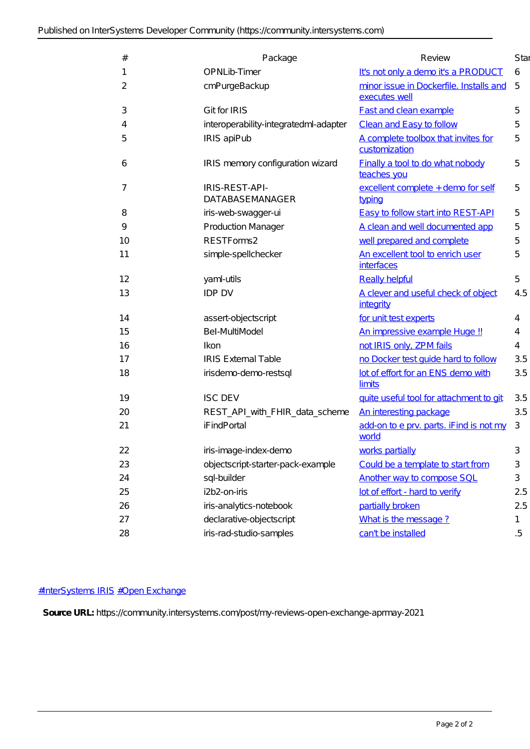| # | Package | Review | Stars |
|---|---|---|---|
| 1 | OPNLib-Timer | It's not only a demo it's a PRODUCT | 6 |
| 2 | cmPurgeBackup | minor issue in Dockerfile. Installs and executes well | 5 |
| 3 | Git for IRIS | Fast and clean example | 5 |
| 4 | interoperability-integratedml-adapter | Clean and Easy to follow | 5 |
| 5 | IRIS apiPub | A complete toolbox that invites for customization | 5 |
| 6 | IRIS memory configuration wizard | Finally a tool to do what nobody teaches you | 5 |
| 7 | IRIS-REST-API-DATABASEMANAGER | excellent complete + demo for self typing | 5 |
| 8 | iris-web-swagger-ui | Easy to follow start into REST-API | 5 |
| 9 | Production Manager | A clean and well documented app | 5 |
| 10 | RESTForms2 | well prepared and complete | 5 |
| 11 | simple-spellchecker | An excellent tool to enrich user interfaces | 5 |
| 12 | yaml-utils | Really helpful | 5 |
| 13 | IDP DV | A clever and useful check of object integrity | 4.5 |
| 14 | assert-objectscript | for unit test experts | 4 |
| 15 | Bel-MultiModel | An impressive example Huge !! | 4 |
| 16 | Ikon | not IRIS only, ZPM fails | 4 |
| 17 | IRIS External Table | no Docker test guide hard to follow | 3.5 |
| 18 | irisdemo-demo-restsql | lot of effort for an ENS demo with limits | 3.5 |
| 19 | ISC DEV | quite useful tool for attachment to git | 3.5 |
| 20 | REST_API_with_FHIR_data_scheme | An interesting package | 3.5 |
| 21 | iFindPortal | add-on to e prv. parts. iFind is not my world | 3 |
| 22 | iris-image-index-demo | works partially | 3 |
| 23 | objectscript-starter-pack-example | Could be a template to start from | 3 |
| 24 | sql-builder | Another way to compose SQL | 3 |
| 25 | i2b2-on-iris | lot of effort - hard to verify | 2.5 |
| 26 | iris-analytics-notebook | partially broken | 2.5 |
| 27 | declarative-objectscript | What is the message ? | 1 |
| 28 | iris-rad-studio-samples | can't be installed | .5 |

#InterSystems IRIS #Open Exchange

**Source URL:** https://community.intersystems.com/post/my-reviews-open-exchange-aprmay-2021